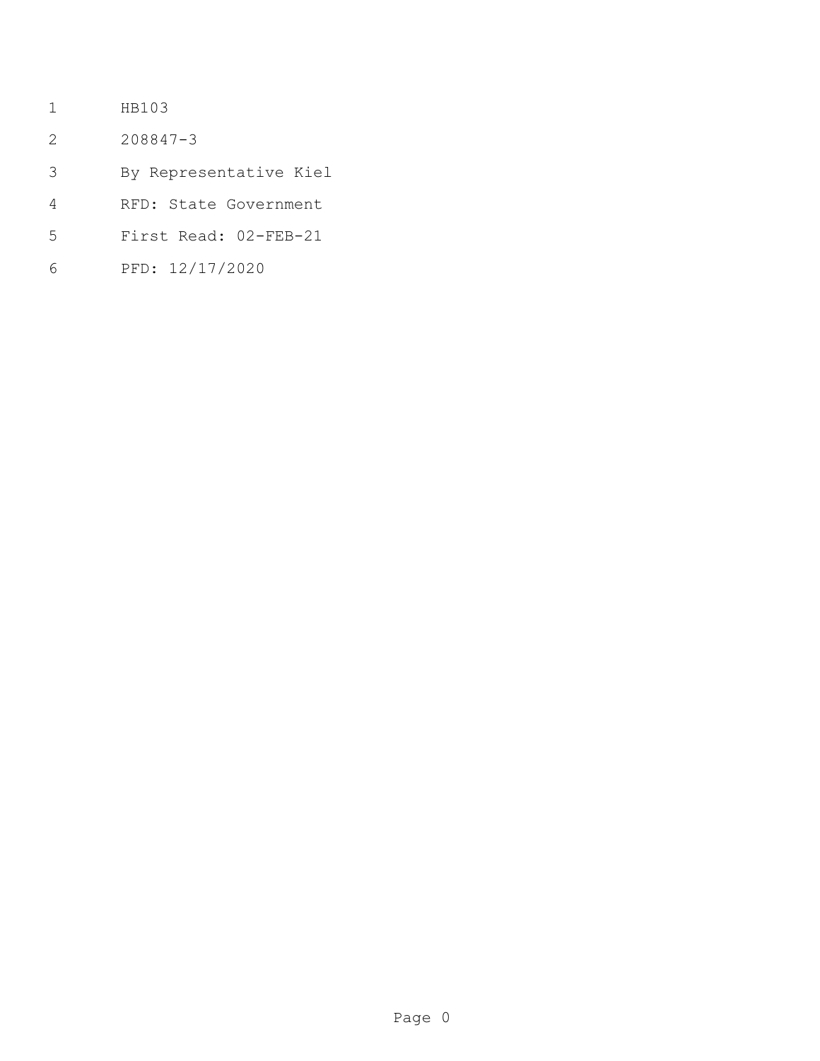HB103

208847-3

By Representative Kiel

RFD: State Government

First Read: 02-FEB-21

PFD: 12/17/2020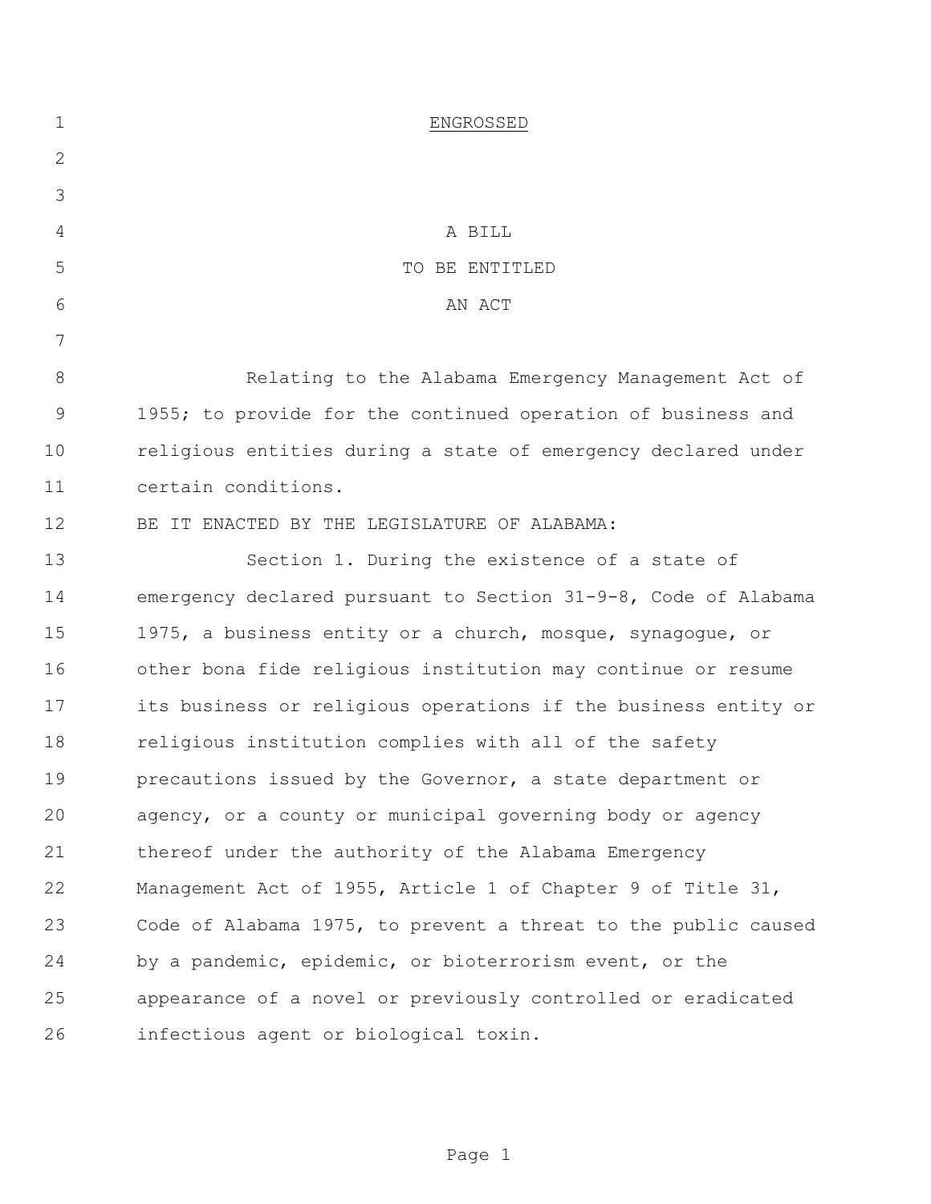ENGROSSED

A BILL
TO BE ENTITLED
AN ACT

Relating to the Alabama Emergency Management Act of 1955; to provide for the continued operation of business and religious entities during a state of emergency declared under certain conditions.

BE IT ENACTED BY THE LEGISLATURE OF ALABAMA:

Section 1. During the existence of a state of emergency declared pursuant to Section 31-9-8, Code of Alabama 1975, a business entity or a church, mosque, synagogue, or other bona fide religious institution may continue or resume its business or religious operations if the business entity or religious institution complies with all of the safety precautions issued by the Governor, a state department or agency, or a county or municipal governing body or agency thereof under the authority of the Alabama Emergency Management Act of 1955, Article 1 of Chapter 9 of Title 31, Code of Alabama 1975, to prevent a threat to the public caused by a pandemic, epidemic, or bioterrorism event, or the appearance of a novel or previously controlled or eradicated infectious agent or biological toxin.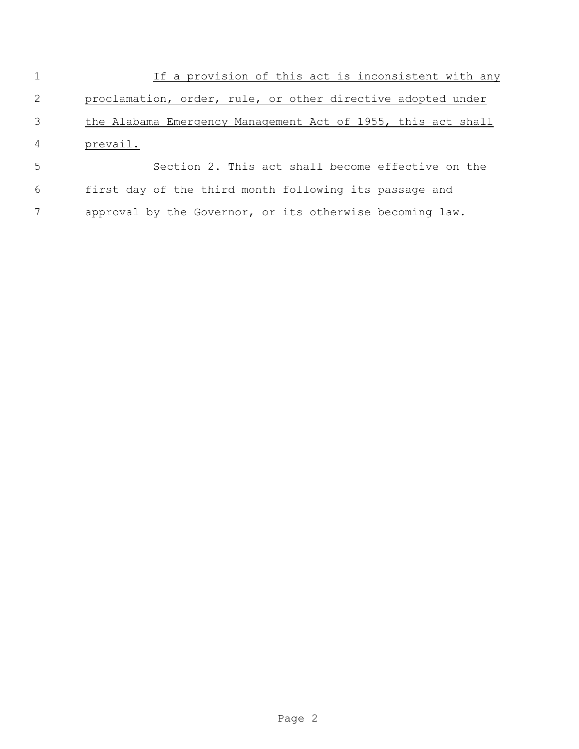If a provision of this act is inconsistent with any proclamation, order, rule, or other directive adopted under the Alabama Emergency Management Act of 1955, this act shall prevail.

Section 2. This act shall become effective on the first day of the third month following its passage and approval by the Governor, or its otherwise becoming law.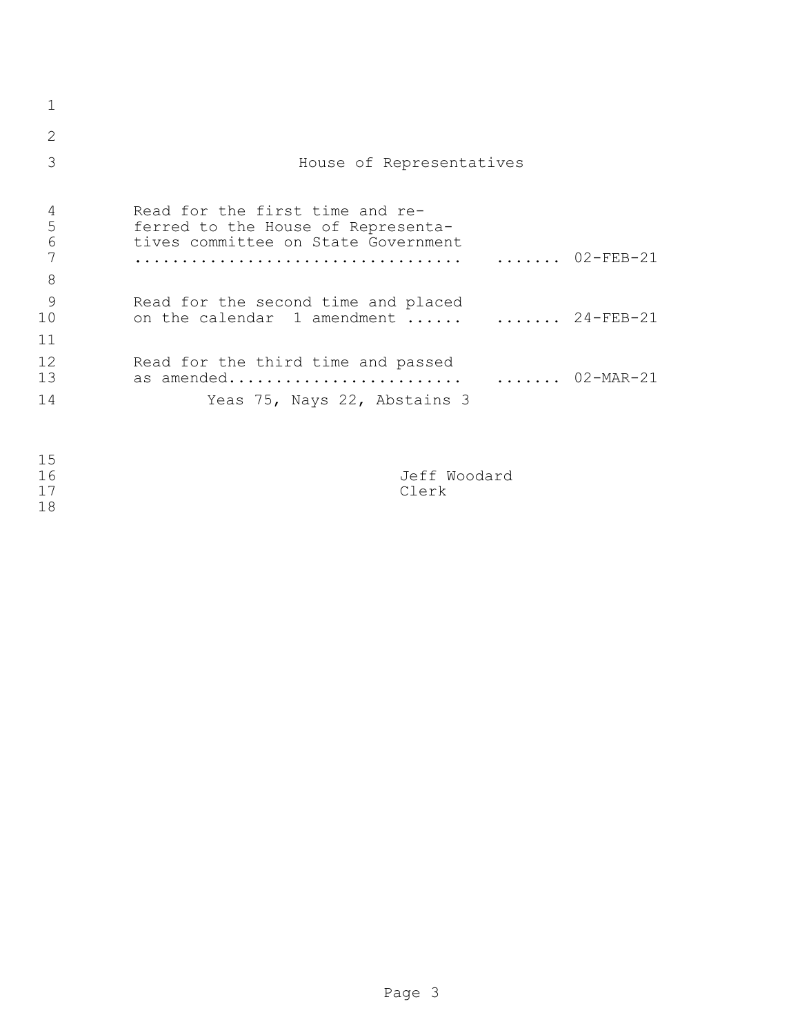House of Representatives

Read for the first time and referred to the House of Representatives committee on State Government ................................. ....... 02-FEB-21

Read for the second time and placed on the calendar 1 amendment ...... ....... 24-FEB-21

Read for the third time and passed as amended........................ ....... 02-MAR-21

Yeas 75, Nays 22, Abstains 3

Jeff Woodard
Clerk